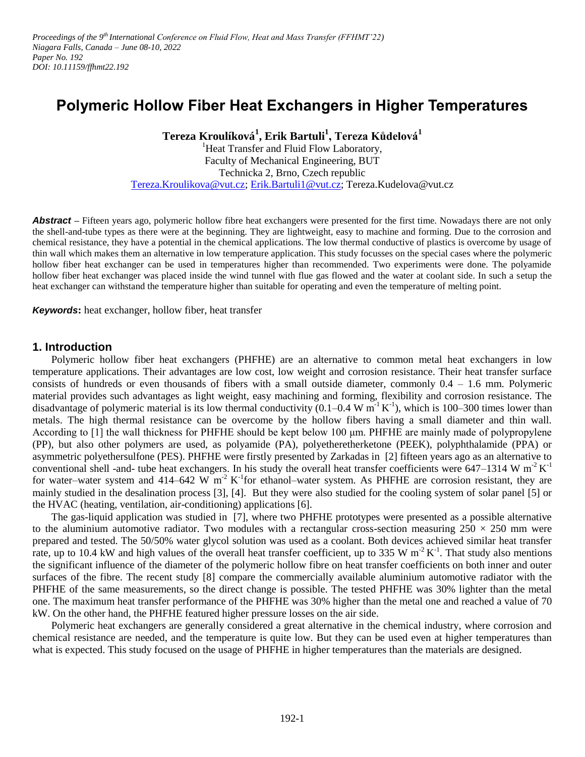*Proceedings of the 9th International Conference on Fluid Flow, Heat and Mass Transfer (FFHMT'22)*
*Niagara Falls, Canada – June 08-10, 2022*
*Paper No. 192*
*DOI: 10.11159/ffhmt22.192*

# Polymeric Hollow Fiber Heat Exchangers in Higher Temperatures

**Tereza Kroulíková[1], Erik Bartuli[1], Tereza Kůdelová[1]**

[1]Heat Transfer and Fluid Flow Laboratory,
Faculty of Mechanical Engineering, BUT
Technicka 2, Brno, Czech republic
Tereza.Kroulikova@vut.cz; Erik.Bartuli1@vut.cz; Tereza.Kudelova@vut.cz

***Abstract*** – Fifteen years ago, polymeric hollow fibre heat exchangers were presented for the first time. Nowadays there are not only the shell-and-tube types as there were at the beginning. They are lightweight, easy to machine and forming. Due to the corrosion and chemical resistance, they have a potential in the chemical applications. The low thermal conductive of plastics is overcome by usage of thin wall which makes them an alternative in low temperature application. This study focusses on the special cases where the polymeric hollow fiber heat exchanger can be used in temperatures higher than recommended. Two experiments were done. The polyamide hollow fiber heat exchanger was placed inside the wind tunnel with flue gas flowed and the water at coolant side. In such a setup the heat exchanger can withstand the temperature higher than suitable for operating and even the temperature of melting point.

***Keywords*:** heat exchanger, hollow fiber, heat transfer

## 1. Introduction

Polymeric hollow fiber heat exchangers (PHFHE) are an alternative to common metal heat exchangers in low temperature applications. Their advantages are low cost, low weight and corrosion resistance. Their heat transfer surface consists of hundreds or even thousands of fibers with a small outside diameter, commonly 0.4 – 1.6 mm. Polymeric material provides such advantages as light weight, easy machining and forming, flexibility and corrosion resistance. The disadvantage of polymeric material is its low thermal conductivity (0.1–0.4 W $m^{-1}$ $K^{-1}$), which is 100–300 times lower than metals. The high thermal resistance can be overcome by the hollow fibers having a small diameter and thin wall. According to [1] the wall thickness for PHFHE should be kept below 100 μm. PHFHE are mainly made of polypropylene (PP), but also other polymers are used, as polyamide (PA), polyetheretherketone (PEEK), polyphthalamide (PPA) or asymmetric polyethersulfone (PES). PHFHE were firstly presented by Zarkadas in [2] fifteen years ago as an alternative to conventional shell -and- tube heat exchangers. In his study the overall heat transfer coefficients were 647–1314 W $m^{-2}$ $K^{-1}$ for water–water system and 414–642 W $m^{-2}$ $K^{-1}$for ethanol–water system. As PHFHE are corrosion resistant, they are mainly studied in the desalination process [3], [4]. But they were also studied for the cooling system of solar panel [5] or the HVAC (heating, ventilation, air-conditioning) applications [6].

The gas-liquid application was studied in [7], where two PHFHE prototypes were presented as a possible alternative to the aluminium automotive radiator. Two modules with a rectangular cross-section measuring 250 × 250 mm were prepared and tested. The 50/50% water glycol solution was used as a coolant. Both devices achieved similar heat transfer rate, up to 10.4 kW and high values of the overall heat transfer coefficient, up to 335 W $m^{-2}$ $K^{-1}$. That study also mentions the significant influence of the diameter of the polymeric hollow fibre on heat transfer coefficients on both inner and outer surfaces of the fibre. The recent study [8] compare the commercially available aluminium automotive radiator with the PHFHE of the same measurements, so the direct change is possible. The tested PHFHE was 30% lighter than the metal one. The maximum heat transfer performance of the PHFHE was 30% higher than the metal one and reached a value of 70 kW. On the other hand, the PHFHE featured higher pressure losses on the air side.

Polymeric heat exchangers are generally considered a great alternative in the chemical industry, where corrosion and chemical resistance are needed, and the temperature is quite low. But they can be used even at higher temperatures than what is expected. This study focused on the usage of PHFHE in higher temperatures than the materials are designed.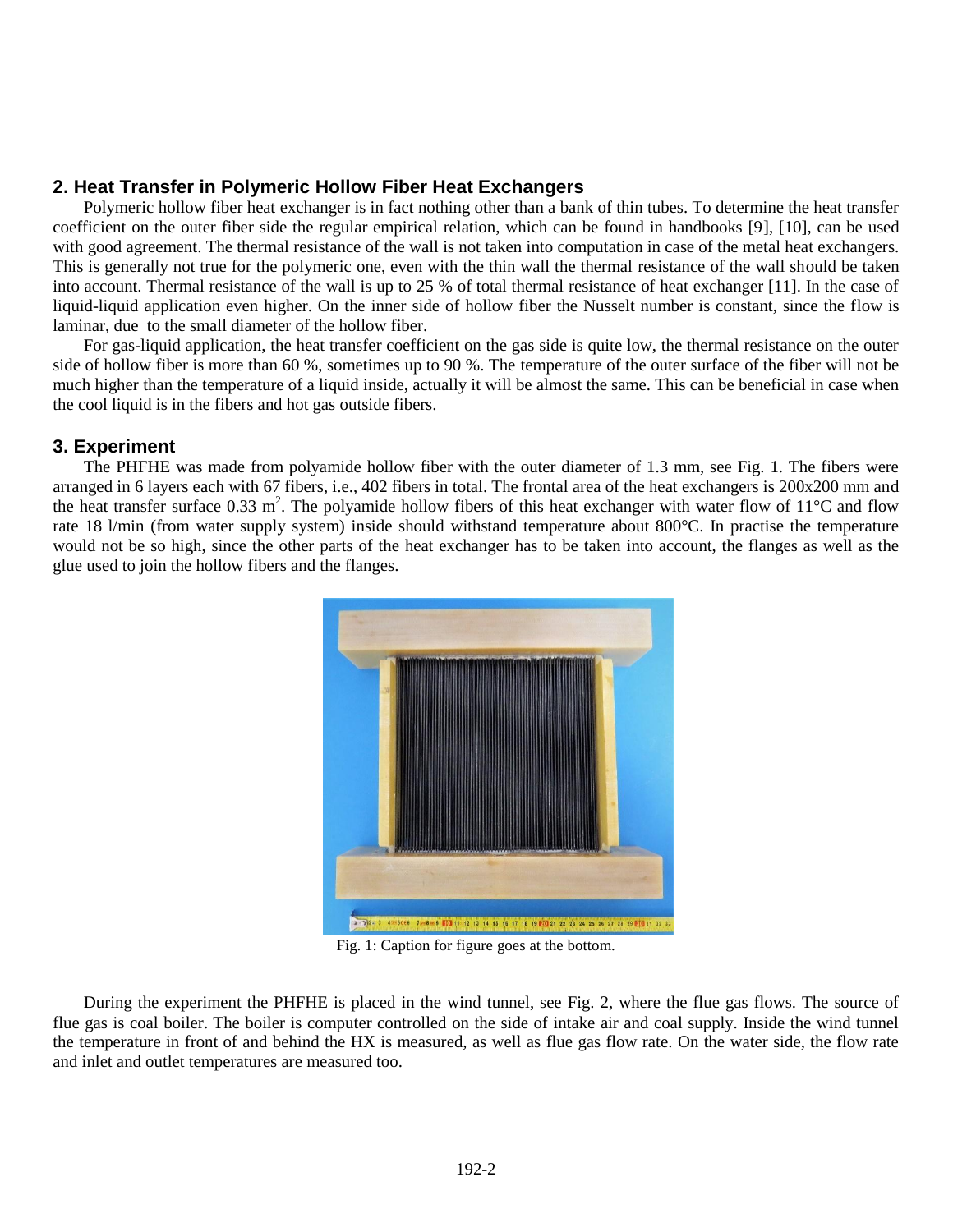## 2. Heat Transfer in Polymeric Hollow Fiber Heat Exchangers

Polymeric hollow fiber heat exchanger is in fact nothing other than a bank of thin tubes. To determine the heat transfer coefficient on the outer fiber side the regular empirical relation, which can be found in handbooks [9], [10], can be used with good agreement. The thermal resistance of the wall is not taken into computation in case of the metal heat exchangers. This is generally not true for the polymeric one, even with the thin wall the thermal resistance of the wall should be taken into account. Thermal resistance of the wall is up to 25 % of total thermal resistance of heat exchanger [11]. In the case of liquid-liquid application even higher. On the inner side of hollow fiber the Nusselt number is constant, since the flow is laminar, due to the small diameter of the hollow fiber.

For gas-liquid application, the heat transfer coefficient on the gas side is quite low, the thermal resistance on the outer side of hollow fiber is more than 60 %, sometimes up to 90 %. The temperature of the outer surface of the fiber will not be much higher than the temperature of a liquid inside, actually it will be almost the same. This can be beneficial in case when the cool liquid is in the fibers and hot gas outside fibers.

## 3. Experiment

The PHFHE was made from polyamide hollow fiber with the outer diameter of 1.3 mm, see Fig. 1. The fibers were arranged in 6 layers each with 67 fibers, i.e., 402 fibers in total. The frontal area of the heat exchangers is 200x200 mm and the heat transfer surface 0.33 $m^2$. The polyamide hollow fibers of this heat exchanger with water flow of 11°C and flow rate 18 l/min (from water supply system) inside should withstand temperature about 800°C. In practise the temperature would not be so high, since the other parts of the heat exchanger has to be taken into account, the flanges as well as the glue used to join the hollow fibers and the flanges.

Fig. 1: Caption for figure goes at the bottom.

During the experiment the PHFHE is placed in the wind tunnel, see Fig. 2, where the flue gas flows. The source of flue gas is coal boiler. The boiler is computer controlled on the side of intake air and coal supply. Inside the wind tunnel the temperature in front of and behind the HX is measured, as well as flue gas flow rate. On the water side, the flow rate and inlet and outlet temperatures are measured too.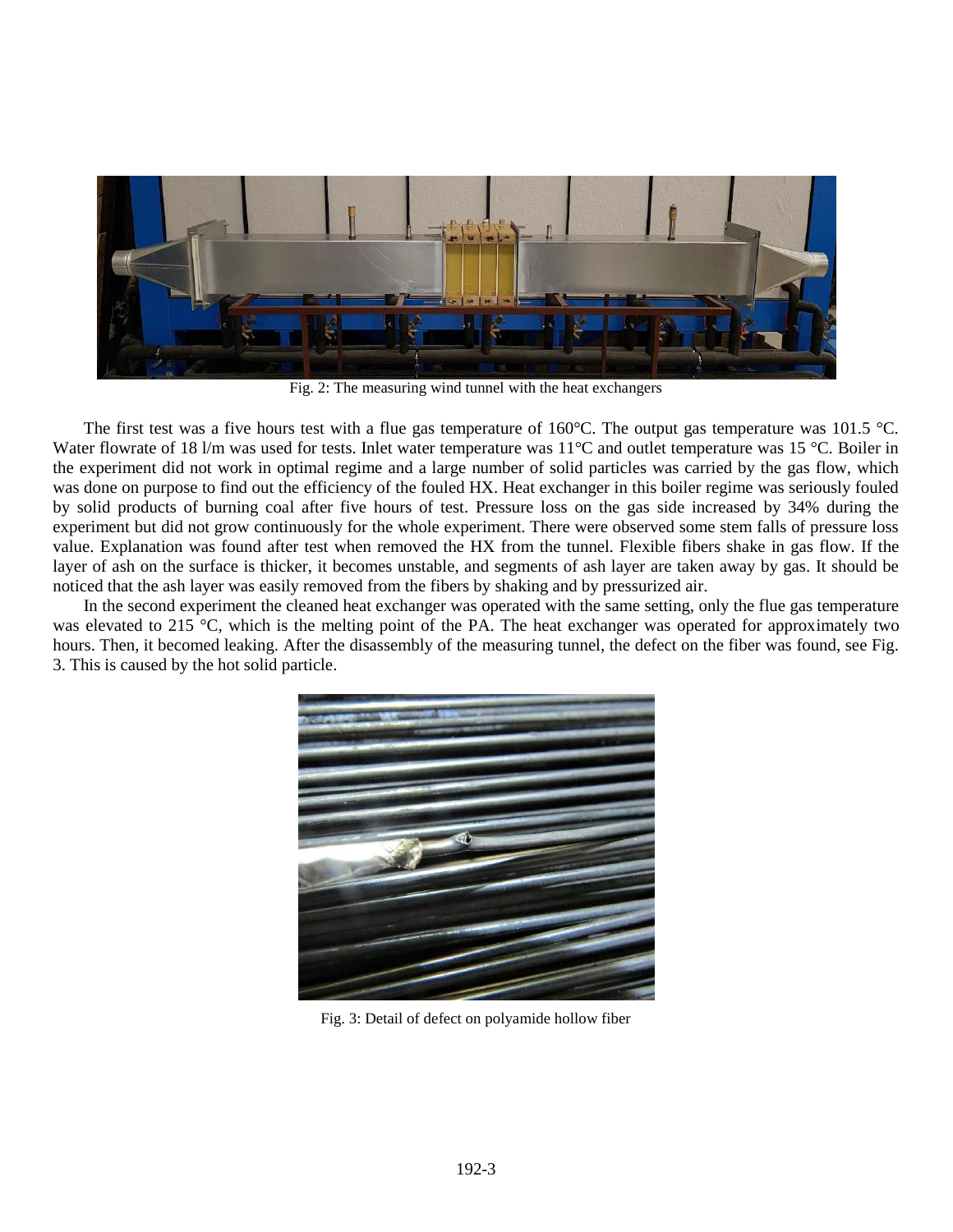Fig. 2: The measuring wind tunnel with the heat exchangers

The first test was a five hours test with a flue gas temperature of 160°C. The output gas temperature was 101.5 °C. Water flowrate of 18 l/m was used for tests. Inlet water temperature was 11°C and outlet temperature was 15 °C. Boiler in the experiment did not work in optimal regime and a large number of solid particles was carried by the gas flow, which was done on purpose to find out the efficiency of the fouled HX. Heat exchanger in this boiler regime was seriously fouled by solid products of burning coal after five hours of test. Pressure loss on the gas side increased by 34% during the experiment but did not grow continuously for the whole experiment. There were observed some stem falls of pressure loss value. Explanation was found after test when removed the HX from the tunnel. Flexible fibers shake in gas flow. If the layer of ash on the surface is thicker, it becomes unstable, and segments of ash layer are taken away by gas. It should be noticed that the ash layer was easily removed from the fibers by shaking and by pressurized air.

In the second experiment the cleaned heat exchanger was operated with the same setting, only the flue gas temperature was elevated to 215 °C, which is the melting point of the PA. The heat exchanger was operated for approximately two hours. Then, it becomed leaking. After the disassembly of the measuring tunnel, the defect on the fiber was found, see Fig. 3. This is caused by the hot solid particle.

Fig. 3: Detail of defect on polyamide hollow fiber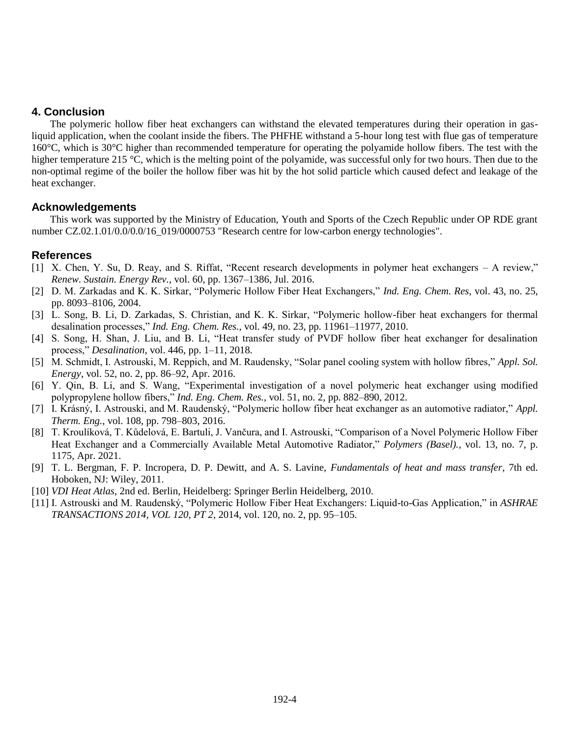## 4. Conclusion

The polymeric hollow fiber heat exchangers can withstand the elevated temperatures during their operation in gas-liquid application, when the coolant inside the fibers. The PHFHE withstand a 5-hour long test with flue gas of temperature 160°C, which is 30°C higher than recommended temperature for operating the polyamide hollow fibers. The test with the higher temperature 215 °C, which is the melting point of the polyamide, was successful only for two hours. Then due to the non-optimal regime of the boiler the hollow fiber was hit by the hot solid particle which caused defect and leakage of the heat exchanger.

## Acknowledgements

This work was supported by the Ministry of Education, Youth and Sports of the Czech Republic under OP RDE grant number CZ.02.1.01/0.0/0.0/16_019/0000753 "Research centre for low-carbon energy technologies".

## References

[1] X. Chen, Y. Su, D. Reay, and S. Riffat, "Recent research developments in polymer heat exchangers – A review," *Renew. Sustain. Energy Rev.*, vol. 60, pp. 1367–1386, Jul. 2016.

[2] D. M. Zarkadas and K. K. Sirkar, "Polymeric Hollow Fiber Heat Exchangers," *Ind. Eng. Chem. Res*, vol. 43, no. 25, pp. 8093–8106, 2004.

[3] L. Song, B. Li, D. Zarkadas, S. Christian, and K. K. Sirkar, "Polymeric hollow-fiber heat exchangers for thermal desalination processes," *Ind. Eng. Chem. Res.*, vol. 49, no. 23, pp. 11961–11977, 2010.

[4] S. Song, H. Shan, J. Liu, and B. Li, "Heat transfer study of PVDF hollow fiber heat exchanger for desalination process," *Desalination*, vol. 446, pp. 1–11, 2018.

[5] M. Schmidt, I. Astrouski, M. Reppich, and M. Raudensky, "Solar panel cooling system with hollow fibres," *Appl. Sol. Energy*, vol. 52, no. 2, pp. 86–92, Apr. 2016.

[6] Y. Qin, B. Li, and S. Wang, "Experimental investigation of a novel polymeric heat exchanger using modified polypropylene hollow fibers," *Ind. Eng. Chem. Res.*, vol. 51, no. 2, pp. 882–890, 2012.

[7] I. Krásný, I. Astrouski, and M. Raudenský, "Polymeric hollow fiber heat exchanger as an automotive radiator," *Appl. Therm. Eng.*, vol. 108, pp. 798–803, 2016.

[8] T. Kroulíková, T. Kůdelová, E. Bartuli, J. Vančura, and I. Astrouski, "Comparison of a Novel Polymeric Hollow Fiber Heat Exchanger and a Commercially Available Metal Automotive Radiator," *Polymers (Basel).*, vol. 13, no. 7, p. 1175, Apr. 2021.

[9] T. L. Bergman, F. P. Incropera, D. P. Dewitt, and A. S. Lavine, *Fundamentals of heat and mass transfer*, 7th ed. Hoboken, NJ: Wiley, 2011.

[10] *VDI Heat Atlas*, 2nd ed. Berlin, Heidelberg: Springer Berlin Heidelberg, 2010.

[11] I. Astrouski and M. Raudenský, "Polymeric Hollow Fiber Heat Exchangers: Liquid-to-Gas Application," in *ASHRAE TRANSACTIONS 2014, VOL 120, PT 2*, 2014, vol. 120, no. 2, pp. 95–105.